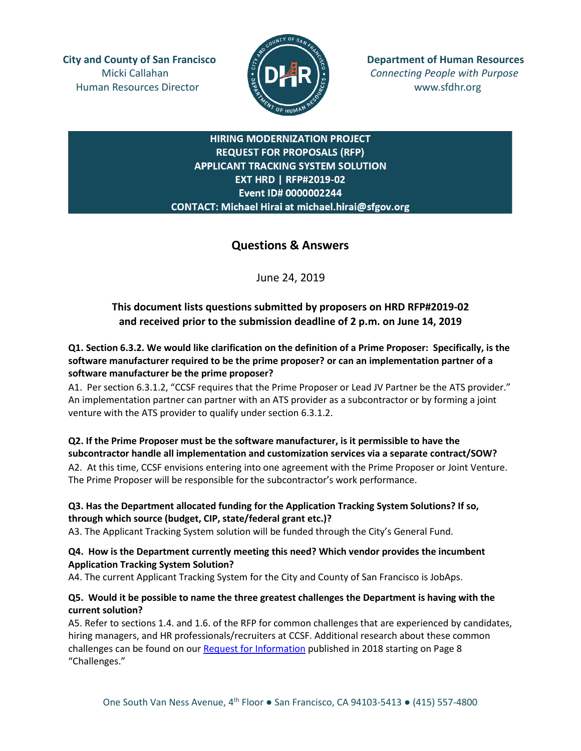**City and County of San Francisco**
Micki Callahan
Human Resources Director

**Department of Human Resources**
*Connecting People with Purpose*
www.sfdhr.org

**HIRING MODERNIZATION PROJECT**
**REQUEST FOR PROPOSALS (RFP)**
**APPLICANT TRACKING SYSTEM SOLUTION**
**EXT HRD | RFP#2019-02**
**Event ID# 0000002244**
**CONTACT: Michael Hirai at michael.hirai@sfgov.org**

# Questions & Answers

June 24, 2019

**This document lists questions submitted by proposers on HRD RFP#2019-02 and received prior to the submission deadline of 2 p.m. on June 14, 2019**

**Q1. Section 6.3.2. We would like clarification on the definition of a Prime Proposer: Specifically, is the software manufacturer required to be the prime proposer? or can an implementation partner of a software manufacturer be the prime proposer?**

A1. Per section 6.3.1.2, "CCSF requires that the Prime Proposer or Lead JV Partner be the ATS provider." An implementation partner can partner with an ATS provider as a subcontractor or by forming a joint venture with the ATS provider to qualify under section 6.3.1.2.

**Q2. If the Prime Proposer must be the software manufacturer, is it permissible to have the subcontractor handle all implementation and customization services via a separate contract/SOW?**

A2. At this time, CCSF envisions entering into one agreement with the Prime Proposer or Joint Venture. The Prime Proposer will be responsible for the subcontractor's work performance.

**Q3. Has the Department allocated funding for the Application Tracking System Solutions? If so, through which source (budget, CIP, state/federal grant etc.)?**

A3. The Applicant Tracking System solution will be funded through the City's General Fund.

**Q4. How is the Department currently meeting this need? Which vendor provides the incumbent Application Tracking System Solution?**

A4. The current Applicant Tracking System for the City and County of San Francisco is JobAps.

**Q5. Would it be possible to name the three greatest challenges the Department is having with the current solution?**

A5. Refer to sections 1.4. and 1.6. of the RFP for common challenges that are experienced by candidates, hiring managers, and HR professionals/recruiters at CCSF. Additional research about these common challenges can be found on our Request for Information published in 2018 starting on Page 8 "Challenges."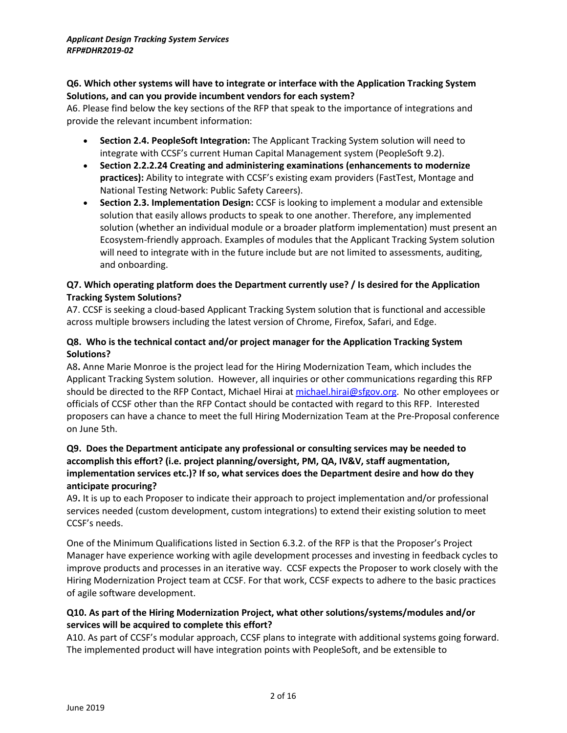**Q6. Which other systems will have to integrate or interface with the Application Tracking System Solutions, and can you provide incumbent vendors for each system?**

A6. Please find below the key sections of the RFP that speak to the importance of integrations and provide the relevant incumbent information:

- **Section 2.4. PeopleSoft Integration:** The Applicant Tracking System solution will need to integrate with CCSF's current Human Capital Management system (PeopleSoft 9.2).
- **Section 2.2.2.24 Creating and administering examinations (enhancements to modernize practices):** Ability to integrate with CCSF's existing exam providers (FastTest, Montage and National Testing Network: Public Safety Careers).
- **Section 2.3. Implementation Design:** CCSF is looking to implement a modular and extensible solution that easily allows products to speak to one another. Therefore, any implemented solution (whether an individual module or a broader platform implementation) must present an Ecosystem-friendly approach. Examples of modules that the Applicant Tracking System solution will need to integrate with in the future include but are not limited to assessments, auditing, and onboarding.

**Q7. Which operating platform does the Department currently use? / Is desired for the Application Tracking System Solutions?**

A7. CCSF is seeking a cloud-based Applicant Tracking System solution that is functional and accessible across multiple browsers including the latest version of Chrome, Firefox, Safari, and Edge.

**Q8. Who is the technical contact and/or project manager for the Application Tracking System Solutions?**

A8**.** Anne Marie Monroe is the project lead for the Hiring Modernization Team, which includes the Applicant Tracking System solution. However, all inquiries or other communications regarding this RFP should be directed to the RFP Contact, Michael Hirai at michael.hirai@sfgov.org. No other employees or officials of CCSF other than the RFP Contact should be contacted with regard to this RFP. Interested proposers can have a chance to meet the full Hiring Modernization Team at the Pre-Proposal conference on June 5th.

**Q9. Does the Department anticipate any professional or consulting services may be needed to accomplish this effort? (i.e. project planning/oversight, PM, QA, IV&V, staff augmentation, implementation services etc.)? If so, what services does the Department desire and how do they anticipate procuring?**

A9**.** It is up to each Proposer to indicate their approach to project implementation and/or professional services needed (custom development, custom integrations) to extend their existing solution to meet CCSF's needs.

One of the Minimum Qualifications listed in Section 6.3.2. of the RFP is that the Proposer's Project Manager have experience working with agile development processes and investing in feedback cycles to improve products and processes in an iterative way. CCSF expects the Proposer to work closely with the Hiring Modernization Project team at CCSF. For that work, CCSF expects to adhere to the basic practices of agile software development.

**Q10. As part of the Hiring Modernization Project, what other solutions/systems/modules and/or services will be acquired to complete this effort?**

A10. As part of CCSF's modular approach, CCSF plans to integrate with additional systems going forward. The implemented product will have integration points with PeopleSoft, and be extensible to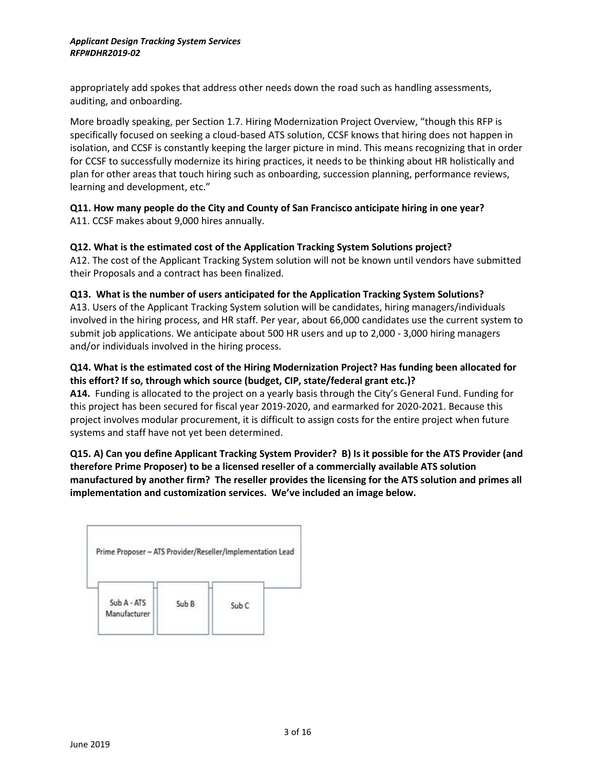appropriately add spokes that address other needs down the road such as handling assessments, auditing, and onboarding.

More broadly speaking, per Section 1.7. Hiring Modernization Project Overview, "though this RFP is specifically focused on seeking a cloud-based ATS solution, CCSF knows that hiring does not happen in isolation, and CCSF is constantly keeping the larger picture in mind. This means recognizing that in order for CCSF to successfully modernize its hiring practices, it needs to be thinking about HR holistically and plan for other areas that touch hiring such as onboarding, succession planning, performance reviews, learning and development, etc."

**Q11. How many people do the City and County of San Francisco anticipate hiring in one year?**
A11. CCSF makes about 9,000 hires annually.

**Q12. What is the estimated cost of the Application Tracking System Solutions project?**
A12. The cost of the Applicant Tracking System solution will not be known until vendors have submitted their Proposals and a contract has been finalized.

**Q13. What is the number of users anticipated for the Application Tracking System Solutions?**
A13. Users of the Applicant Tracking System solution will be candidates, hiring managers/individuals involved in the hiring process, and HR staff. Per year, about 66,000 candidates use the current system to submit job applications. We anticipate about 500 HR users and up to 2,000 - 3,000 hiring managers and/or individuals involved in the hiring process.

**Q14. What is the estimated cost of the Hiring Modernization Project? Has funding been allocated for this effort? If so, through which source (budget, CIP, state/federal grant etc.)?**
**A14.** Funding is allocated to the project on a yearly basis through the City's General Fund. Funding for this project has been secured for fiscal year 2019-2020, and earmarked for 2020-2021. Because this project involves modular procurement, it is difficult to assign costs for the entire project when future systems and staff have not yet been determined.

**Q15. A) Can you define Applicant Tracking System Provider? B) Is it possible for the ATS Provider (and therefore Prime Proposer) to be a licensed reseller of a commercially available ATS solution manufactured by another firm? The reseller provides the licensing for the ATS solution and primes all implementation and customization services. We've included an image below.**

Prime Proposer – ATS Provider/Reseller/Implementation Lead

Sub A - ATS Manufacturer | Sub B | Sub C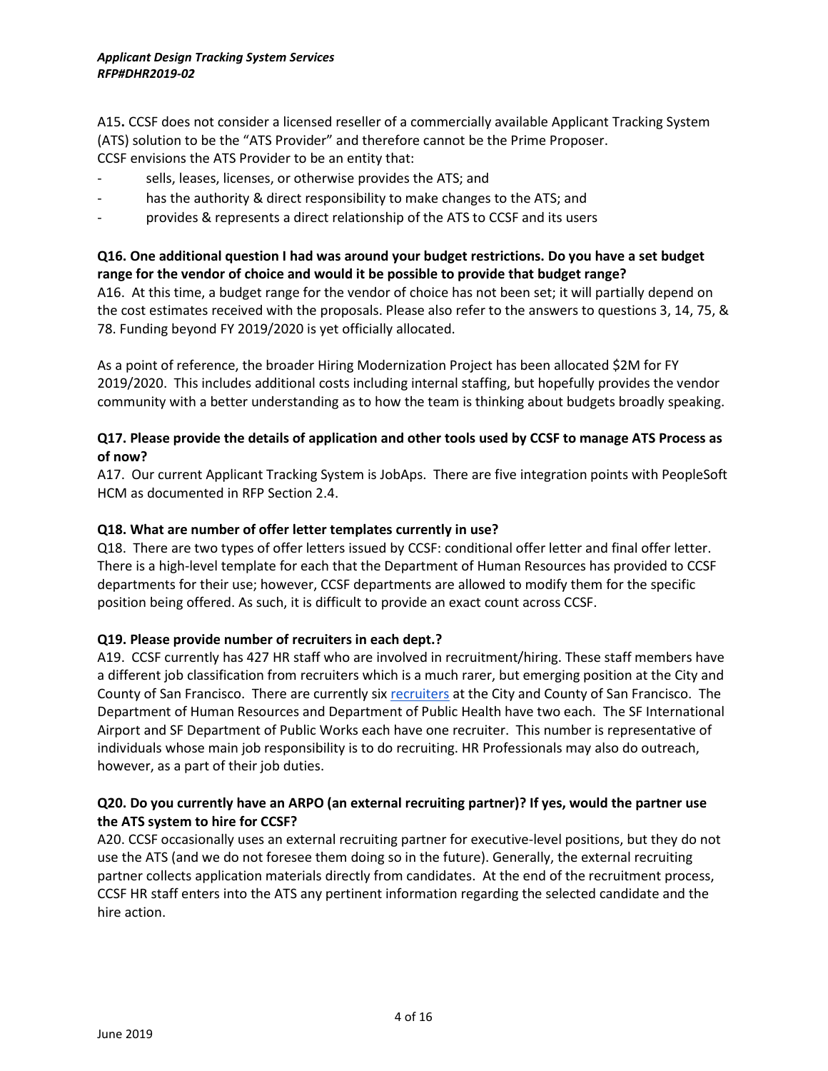A15**.** CCSF does not consider a licensed reseller of a commercially available Applicant Tracking System (ATS) solution to be the "ATS Provider" and therefore cannot be the Prime Proposer.
CCSF envisions the ATS Provider to be an entity that:

- sells, leases, licenses, or otherwise provides the ATS; and
- has the authority & direct responsibility to make changes to the ATS; and
- provides & represents a direct relationship of the ATS to CCSF and its users

**Q16. One additional question I had was around your budget restrictions. Do you have a set budget range for the vendor of choice and would it be possible to provide that budget range?**

A16. At this time, a budget range for the vendor of choice has not been set; it will partially depend on the cost estimates received with the proposals. Please also refer to the answers to questions 3, 14, 75, & 78. Funding beyond FY 2019/2020 is yet officially allocated.

As a point of reference, the broader Hiring Modernization Project has been allocated $2M for FY 2019/2020. This includes additional costs including internal staffing, but hopefully provides the vendor community with a better understanding as to how the team is thinking about budgets broadly speaking.

**Q17. Please provide the details of application and other tools used by CCSF to manage ATS Process as of now?**

A17. Our current Applicant Tracking System is JobAps. There are five integration points with PeopleSoft HCM as documented in RFP Section 2.4.

**Q18. What are number of offer letter templates currently in use?**

Q18. There are two types of offer letters issued by CCSF: conditional offer letter and final offer letter. There is a high-level template for each that the Department of Human Resources has provided to CCSF departments for their use; however, CCSF departments are allowed to modify them for the specific position being offered. As such, it is difficult to provide an exact count across CCSF.

**Q19. Please provide number of recruiters in each dept.?**

A19. CCSF currently has 427 HR staff who are involved in recruitment/hiring. These staff members have a different job classification from recruiters which is a much rarer, but emerging position at the City and County of San Francisco. There are currently six recruiters at the City and County of San Francisco. The Department of Human Resources and Department of Public Health have two each. The SF International Airport and SF Department of Public Works each have one recruiter. This number is representative of individuals whose main job responsibility is to do recruiting. HR Professionals may also do outreach, however, as a part of their job duties.

**Q20. Do you currently have an ARPO (an external recruiting partner)? If yes, would the partner use the ATS system to hire for CCSF?**

A20. CCSF occasionally uses an external recruiting partner for executive-level positions, but they do not use the ATS (and we do not foresee them doing so in the future). Generally, the external recruiting partner collects application materials directly from candidates. At the end of the recruitment process, CCSF HR staff enters into the ATS any pertinent information regarding the selected candidate and the hire action.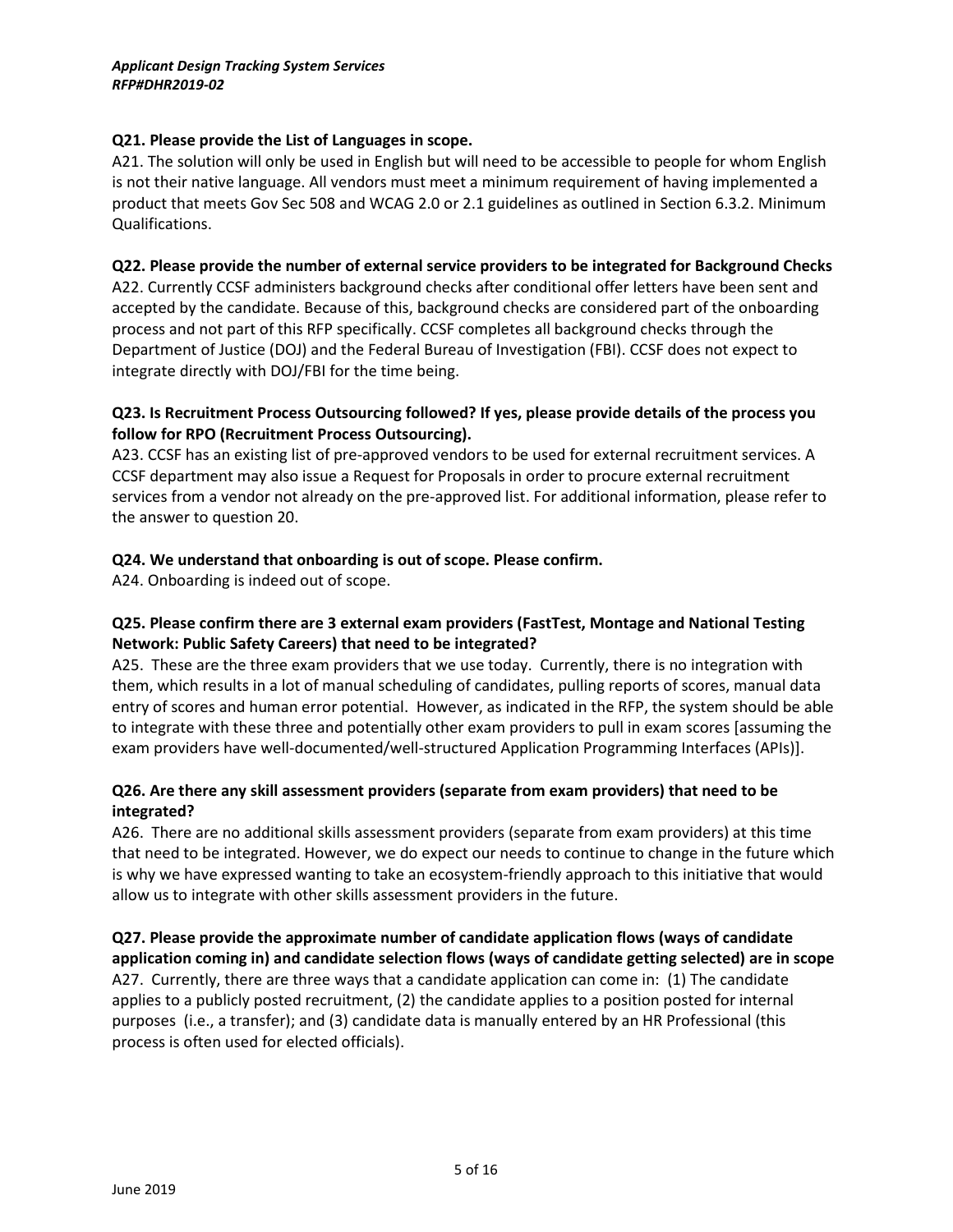**Q21. Please provide the List of Languages in scope.**

A21. The solution will only be used in English but will need to be accessible to people for whom English is not their native language. All vendors must meet a minimum requirement of having implemented a product that meets Gov Sec 508 and WCAG 2.0 or 2.1 guidelines as outlined in Section 6.3.2. Minimum Qualifications.

**Q22. Please provide the number of external service providers to be integrated for Background Checks**

A22. Currently CCSF administers background checks after conditional offer letters have been sent and accepted by the candidate. Because of this, background checks are considered part of the onboarding process and not part of this RFP specifically. CCSF completes all background checks through the Department of Justice (DOJ) and the Federal Bureau of Investigation (FBI). CCSF does not expect to integrate directly with DOJ/FBI for the time being.

**Q23. Is Recruitment Process Outsourcing followed? If yes, please provide details of the process you follow for RPO (Recruitment Process Outsourcing).**

A23. CCSF has an existing list of pre-approved vendors to be used for external recruitment services. A CCSF department may also issue a Request for Proposals in order to procure external recruitment services from a vendor not already on the pre-approved list. For additional information, please refer to the answer to question 20.

**Q24. We understand that onboarding is out of scope. Please confirm.**

A24. Onboarding is indeed out of scope.

**Q25. Please confirm there are 3 external exam providers (FastTest, Montage and National Testing Network: Public Safety Careers) that need to be integrated?**

A25. These are the three exam providers that we use today. Currently, there is no integration with them, which results in a lot of manual scheduling of candidates, pulling reports of scores, manual data entry of scores and human error potential. However, as indicated in the RFP, the system should be able to integrate with these three and potentially other exam providers to pull in exam scores [assuming the exam providers have well-documented/well-structured Application Programming Interfaces (APIs)].

**Q26. Are there any skill assessment providers (separate from exam providers) that need to be integrated?**

A26. There are no additional skills assessment providers (separate from exam providers) at this time that need to be integrated. However, we do expect our needs to continue to change in the future which is why we have expressed wanting to take an ecosystem-friendly approach to this initiative that would allow us to integrate with other skills assessment providers in the future.

**Q27. Please provide the approximate number of candidate application flows (ways of candidate application coming in) and candidate selection flows (ways of candidate getting selected) are in scope**

A27. Currently, there are three ways that a candidate application can come in: (1) The candidate applies to a publicly posted recruitment, (2) the candidate applies to a position posted for internal purposes (i.e., a transfer); and (3) candidate data is manually entered by an HR Professional (this process is often used for elected officials).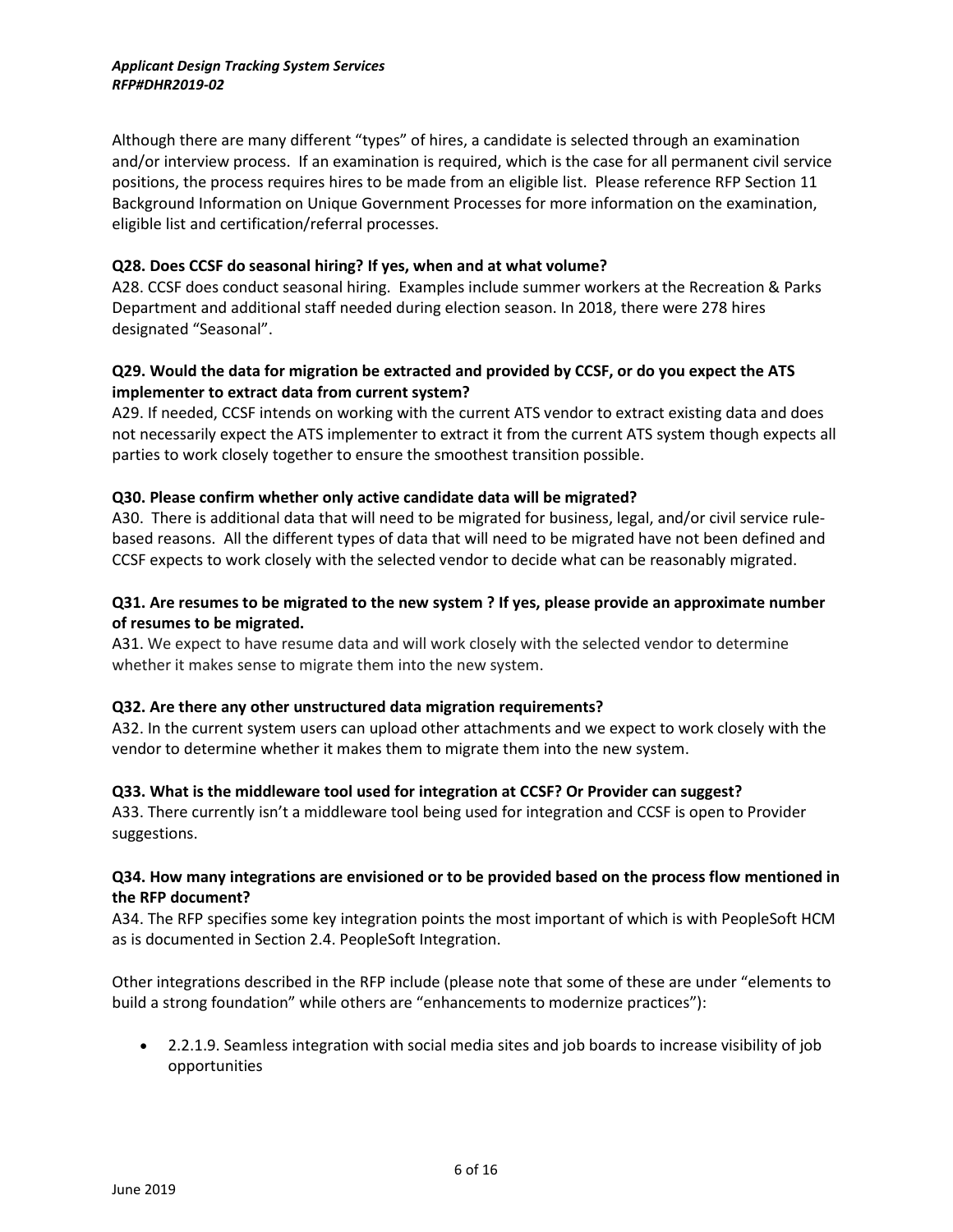Although there are many different "types" of hires, a candidate is selected through an examination and/or interview process. If an examination is required, which is the case for all permanent civil service positions, the process requires hires to be made from an eligible list. Please reference RFP Section 11 Background Information on Unique Government Processes for more information on the examination, eligible list and certification/referral processes.

**Q28. Does CCSF do seasonal hiring? If yes, when and at what volume?**

A28. CCSF does conduct seasonal hiring. Examples include summer workers at the Recreation & Parks Department and additional staff needed during election season. In 2018, there were 278 hires designated "Seasonal".

**Q29. Would the data for migration be extracted and provided by CCSF, or do you expect the ATS implementer to extract data from current system?**

A29. If needed, CCSF intends on working with the current ATS vendor to extract existing data and does not necessarily expect the ATS implementer to extract it from the current ATS system though expects all parties to work closely together to ensure the smoothest transition possible.

**Q30. Please confirm whether only active candidate data will be migrated?**

A30. There is additional data that will need to be migrated for business, legal, and/or civil service rule-based reasons. All the different types of data that will need to be migrated have not been defined and CCSF expects to work closely with the selected vendor to decide what can be reasonably migrated.

**Q31. Are resumes to be migrated to the new system ? If yes, please provide an approximate number of resumes to be migrated.**

A31. We expect to have resume data and will work closely with the selected vendor to determine whether it makes sense to migrate them into the new system.

**Q32. Are there any other unstructured data migration requirements?**

A32. In the current system users can upload other attachments and we expect to work closely with the vendor to determine whether it makes them to migrate them into the new system.

**Q33. What is the middleware tool used for integration at CCSF? Or Provider can suggest?**

A33. There currently isn't a middleware tool being used for integration and CCSF is open to Provider suggestions.

**Q34. How many integrations are envisioned or to be provided based on the process flow mentioned in the RFP document?**

A34. The RFP specifies some key integration points the most important of which is with PeopleSoft HCM as is documented in Section 2.4. PeopleSoft Integration.

Other integrations described in the RFP include (please note that some of these are under "elements to build a strong foundation" while others are "enhancements to modernize practices"):

- 2.2.1.9. Seamless integration with social media sites and job boards to increase visibility of job opportunities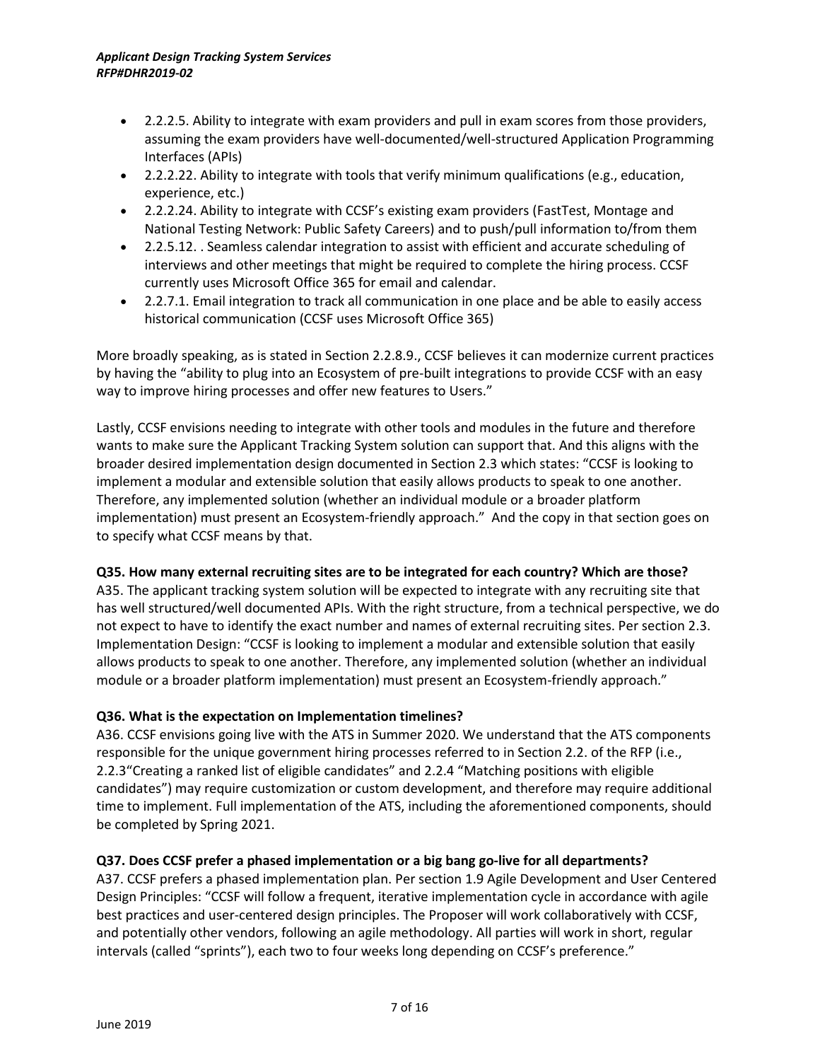- 2.2.2.5. Ability to integrate with exam providers and pull in exam scores from those providers, assuming the exam providers have well-documented/well-structured Application Programming Interfaces (APIs)
- 2.2.2.22. Ability to integrate with tools that verify minimum qualifications (e.g., education, experience, etc.)
- 2.2.2.24. Ability to integrate with CCSF's existing exam providers (FastTest, Montage and National Testing Network: Public Safety Careers) and to push/pull information to/from them
- 2.2.5.12. . Seamless calendar integration to assist with efficient and accurate scheduling of interviews and other meetings that might be required to complete the hiring process. CCSF currently uses Microsoft Office 365 for email and calendar.
- 2.2.7.1. Email integration to track all communication in one place and be able to easily access historical communication (CCSF uses Microsoft Office 365)

More broadly speaking, as is stated in Section 2.2.8.9., CCSF believes it can modernize current practices by having the "ability to plug into an Ecosystem of pre-built integrations to provide CCSF with an easy way to improve hiring processes and offer new features to Users."

Lastly, CCSF envisions needing to integrate with other tools and modules in the future and therefore wants to make sure the Applicant Tracking System solution can support that. And this aligns with the broader desired implementation design documented in Section 2.3 which states: "CCSF is looking to implement a modular and extensible solution that easily allows products to speak to one another. Therefore, any implemented solution (whether an individual module or a broader platform implementation) must present an Ecosystem-friendly approach." And the copy in that section goes on to specify what CCSF means by that.

**Q35. How many external recruiting sites are to be integrated for each country? Which are those?**
A35. The applicant tracking system solution will be expected to integrate with any recruiting site that has well structured/well documented APIs. With the right structure, from a technical perspective, we do not expect to have to identify the exact number and names of external recruiting sites. Per section 2.3. Implementation Design: "CCSF is looking to implement a modular and extensible solution that easily allows products to speak to one another. Therefore, any implemented solution (whether an individual module or a broader platform implementation) must present an Ecosystem-friendly approach."

**Q36. What is the expectation on Implementation timelines?**
A36. CCSF envisions going live with the ATS in Summer 2020. We understand that the ATS components responsible for the unique government hiring processes referred to in Section 2.2. of the RFP (i.e., 2.2.3"Creating a ranked list of eligible candidates" and 2.2.4 "Matching positions with eligible candidates") may require customization or custom development, and therefore may require additional time to implement. Full implementation of the ATS, including the aforementioned components, should be completed by Spring 2021.

**Q37. Does CCSF prefer a phased implementation or a big bang go-live for all departments?**
A37. CCSF prefers a phased implementation plan. Per section 1.9 Agile Development and User Centered Design Principles: "CCSF will follow a frequent, iterative implementation cycle in accordance with agile best practices and user-centered design principles. The Proposer will work collaboratively with CCSF, and potentially other vendors, following an agile methodology. All parties will work in short, regular intervals (called "sprints"), each two to four weeks long depending on CCSF's preference."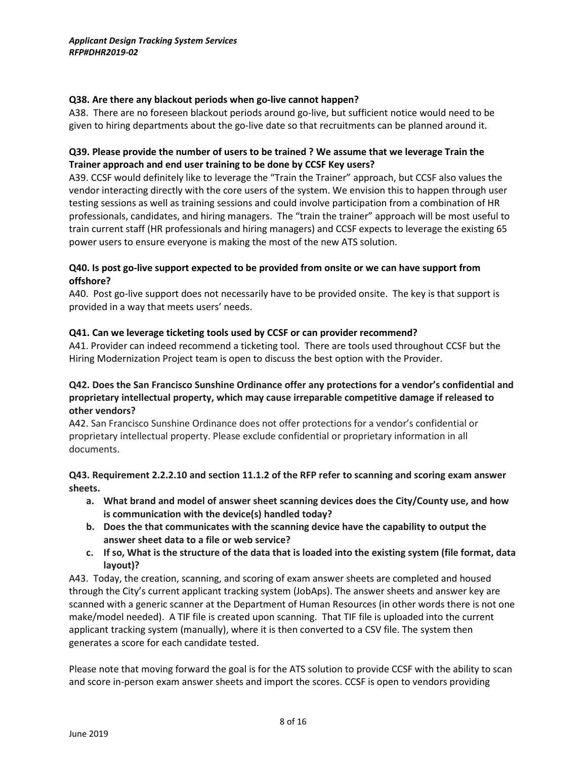**Q38. Are there any blackout periods when go-live cannot happen?**

A38. There are no foreseen blackout periods around go-live, but sufficient notice would need to be given to hiring departments about the go-live date so that recruitments can be planned around it.

**Q39. Please provide the number of users to be trained ? We assume that we leverage Train the Trainer approach and end user training to be done by CCSF Key users?**

A39. CCSF would definitely like to leverage the "Train the Trainer" approach, but CCSF also values the vendor interacting directly with the core users of the system. We envision this to happen through user testing sessions as well as training sessions and could involve participation from a combination of HR professionals, candidates, and hiring managers. The "train the trainer" approach will be most useful to train current staff (HR professionals and hiring managers) and CCSF expects to leverage the existing 65 power users to ensure everyone is making the most of the new ATS solution.

**Q40. Is post go-live support expected to be provided from onsite or we can have support from offshore?**

A40. Post go-live support does not necessarily have to be provided onsite. The key is that support is provided in a way that meets users' needs.

**Q41. Can we leverage ticketing tools used by CCSF or can provider recommend?**

A41. Provider can indeed recommend a ticketing tool. There are tools used throughout CCSF but the Hiring Modernization Project team is open to discuss the best option with the Provider.

**Q42. Does the San Francisco Sunshine Ordinance offer any protections for a vendor's confidential and proprietary intellectual property, which may cause irreparable competitive damage if released to other vendors?**

A42. San Francisco Sunshine Ordinance does not offer protections for a vendor's confidential or proprietary intellectual property. Please exclude confidential or proprietary information in all documents.

**Q43. Requirement 2.2.2.10 and section 11.1.2 of the RFP refer to scanning and scoring exam answer sheets.**

- **a. What brand and model of answer sheet scanning devices does the City/County use, and how is communication with the device(s) handled today?**
- **b. Does the that communicates with the scanning device have the capability to output the answer sheet data to a file or web service?**
- **c. If so, What is the structure of the data that is loaded into the existing system (file format, data layout)?**

A43. Today, the creation, scanning, and scoring of exam answer sheets are completed and housed through the City's current applicant tracking system (JobAps). The answer sheets and answer key are scanned with a generic scanner at the Department of Human Resources (in other words there is not one make/model needed). A TIF file is created upon scanning. That TIF file is uploaded into the current applicant tracking system (manually), where it is then converted to a CSV file. The system then generates a score for each candidate tested.

Please note that moving forward the goal is for the ATS solution to provide CCSF with the ability to scan and score in-person exam answer sheets and import the scores. CCSF is open to vendors providing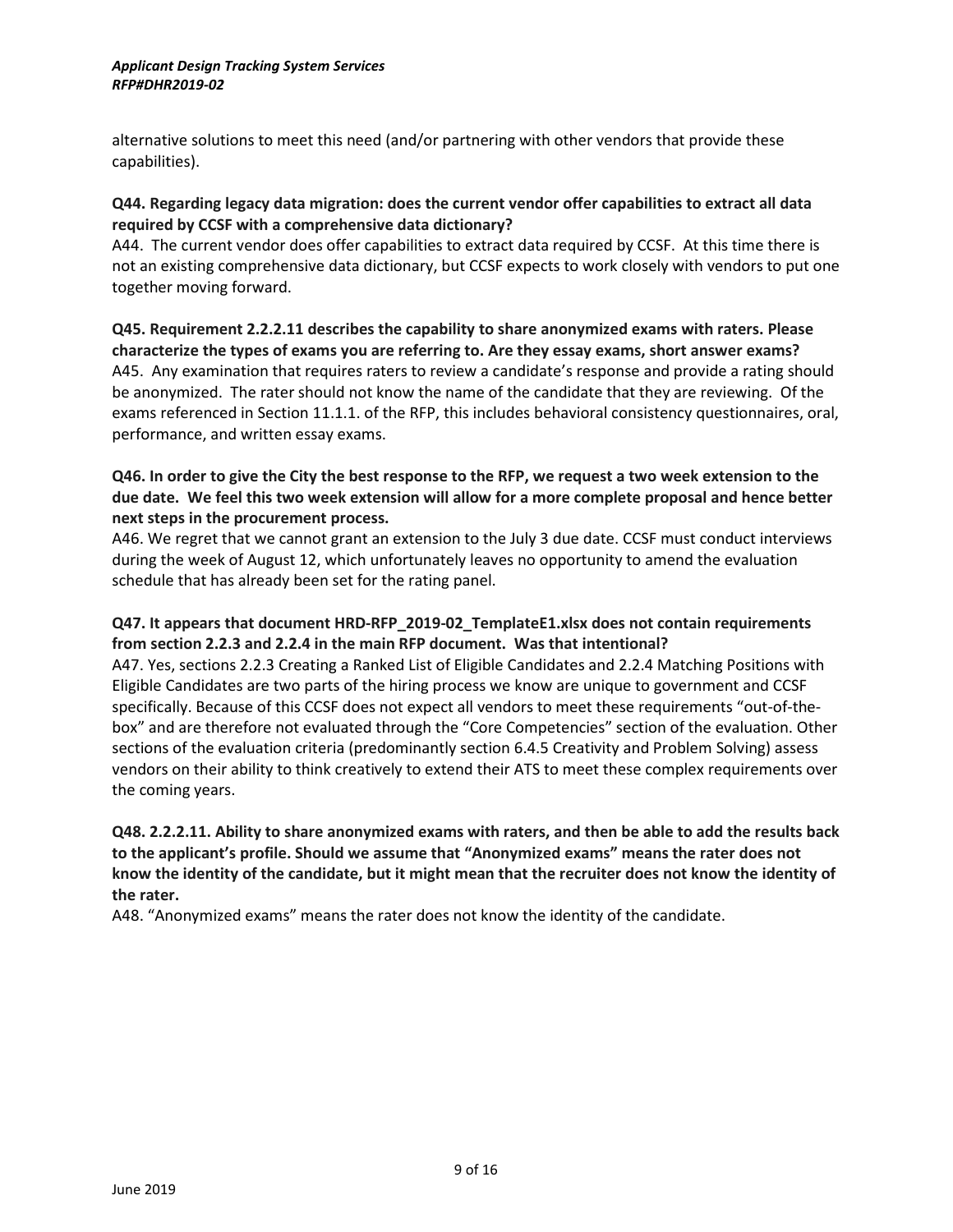alternative solutions to meet this need (and/or partnering with other vendors that provide these capabilities).

**Q44. Regarding legacy data migration: does the current vendor offer capabilities to extract all data required by CCSF with a comprehensive data dictionary?**

A44. The current vendor does offer capabilities to extract data required by CCSF. At this time there is not an existing comprehensive data dictionary, but CCSF expects to work closely with vendors to put one together moving forward.

**Q45. Requirement 2.2.2.11 describes the capability to share anonymized exams with raters. Please characterize the types of exams you are referring to. Are they essay exams, short answer exams?**

A45. Any examination that requires raters to review a candidate's response and provide a rating should be anonymized. The rater should not know the name of the candidate that they are reviewing. Of the exams referenced in Section 11.1.1. of the RFP, this includes behavioral consistency questionnaires, oral, performance, and written essay exams.

**Q46. In order to give the City the best response to the RFP, we request a two week extension to the due date. We feel this two week extension will allow for a more complete proposal and hence better next steps in the procurement process.**

A46. We regret that we cannot grant an extension to the July 3 due date. CCSF must conduct interviews during the week of August 12, which unfortunately leaves no opportunity to amend the evaluation schedule that has already been set for the rating panel.

**Q47. It appears that document HRD-RFP_2019-02_TemplateE1.xlsx does not contain requirements from section 2.2.3 and 2.2.4 in the main RFP document. Was that intentional?**

A47. Yes, sections 2.2.3 Creating a Ranked List of Eligible Candidates and 2.2.4 Matching Positions with Eligible Candidates are two parts of the hiring process we know are unique to government and CCSF specifically. Because of this CCSF does not expect all vendors to meet these requirements "out-of-the-box" and are therefore not evaluated through the "Core Competencies" section of the evaluation. Other sections of the evaluation criteria (predominantly section 6.4.5 Creativity and Problem Solving) assess vendors on their ability to think creatively to extend their ATS to meet these complex requirements over the coming years.

**Q48. 2.2.2.11. Ability to share anonymized exams with raters, and then be able to add the results back to the applicant's profile. Should we assume that "Anonymized exams" means the rater does not know the identity of the candidate, but it might mean that the recruiter does not know the identity of the rater.**

A48. "Anonymized exams" means the rater does not know the identity of the candidate.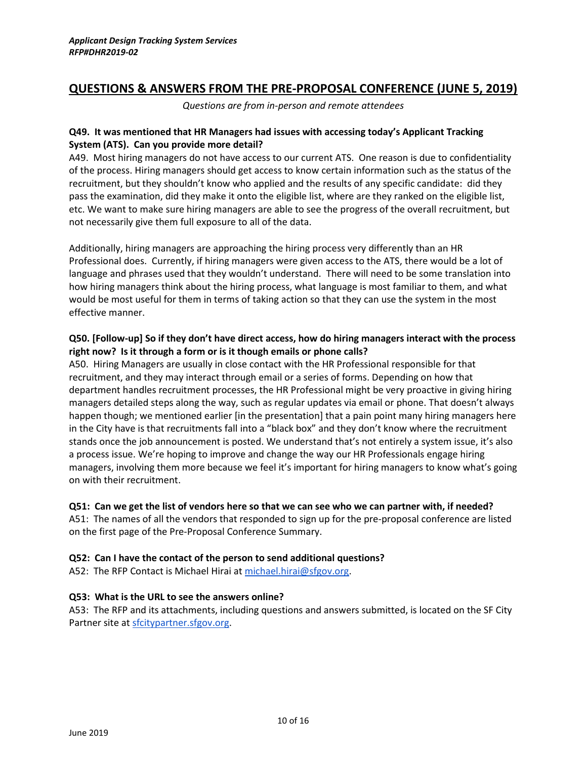## QUESTIONS & ANSWERS FROM THE PRE-PROPOSAL CONFERENCE (JUNE 5, 2019)

*Questions are from in-person and remote attendees*

**Q49. It was mentioned that HR Managers had issues with accessing today's Applicant Tracking System (ATS). Can you provide more detail?**

A49. Most hiring managers do not have access to our current ATS. One reason is due to confidentiality of the process. Hiring managers should get access to know certain information such as the status of the recruitment, but they shouldn't know who applied and the results of any specific candidate: did they pass the examination, did they make it onto the eligible list, where are they ranked on the eligible list, etc. We want to make sure hiring managers are able to see the progress of the overall recruitment, but not necessarily give them full exposure to all of the data.

Additionally, hiring managers are approaching the hiring process very differently than an HR Professional does. Currently, if hiring managers were given access to the ATS, there would be a lot of language and phrases used that they wouldn't understand. There will need to be some translation into how hiring managers think about the hiring process, what language is most familiar to them, and what would be most useful for them in terms of taking action so that they can use the system in the most effective manner.

**Q50. [Follow-up] So if they don't have direct access, how do hiring managers interact with the process right now? Is it through a form or is it though emails or phone calls?**

A50. Hiring Managers are usually in close contact with the HR Professional responsible for that recruitment, and they may interact through email or a series of forms. Depending on how that department handles recruitment processes, the HR Professional might be very proactive in giving hiring managers detailed steps along the way, such as regular updates via email or phone. That doesn't always happen though; we mentioned earlier [in the presentation] that a pain point many hiring managers here in the City have is that recruitments fall into a "black box" and they don't know where the recruitment stands once the job announcement is posted. We understand that's not entirely a system issue, it's also a process issue. We're hoping to improve and change the way our HR Professionals engage hiring managers, involving them more because we feel it's important for hiring managers to know what's going on with their recruitment.

**Q51: Can we get the list of vendors here so that we can see who we can partner with, if needed?**

A51: The names of all the vendors that responded to sign up for the pre-proposal conference are listed on the first page of the Pre-Proposal Conference Summary.

**Q52: Can I have the contact of the person to send additional questions?**

A52: The RFP Contact is Michael Hirai at michael.hirai@sfgov.org.

**Q53: What is the URL to see the answers online?**

A53: The RFP and its attachments, including questions and answers submitted, is located on the SF City Partner site at sfcitypartner.sfgov.org.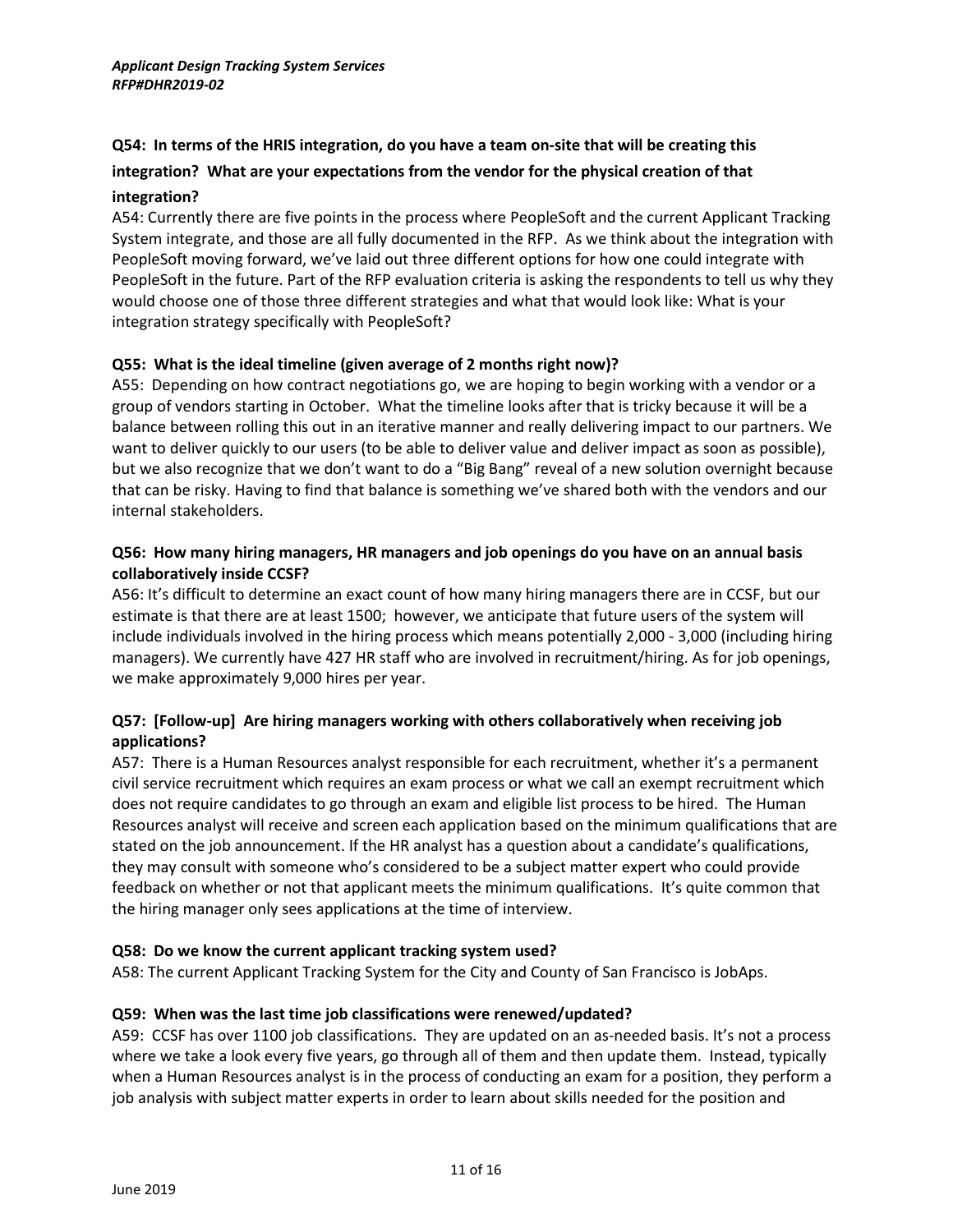**Q54: In terms of the HRIS integration, do you have a team on-site that will be creating this integration? What are your expectations from the vendor for the physical creation of that integration?**

A54: Currently there are five points in the process where PeopleSoft and the current Applicant Tracking System integrate, and those are all fully documented in the RFP. As we think about the integration with PeopleSoft moving forward, we've laid out three different options for how one could integrate with PeopleSoft in the future. Part of the RFP evaluation criteria is asking the respondents to tell us why they would choose one of those three different strategies and what that would look like: What is your integration strategy specifically with PeopleSoft?

**Q55: What is the ideal timeline (given average of 2 months right now)?**

A55: Depending on how contract negotiations go, we are hoping to begin working with a vendor or a group of vendors starting in October. What the timeline looks after that is tricky because it will be a balance between rolling this out in an iterative manner and really delivering impact to our partners. We want to deliver quickly to our users (to be able to deliver value and deliver impact as soon as possible), but we also recognize that we don't want to do a "Big Bang" reveal of a new solution overnight because that can be risky. Having to find that balance is something we've shared both with the vendors and our internal stakeholders.

**Q56: How many hiring managers, HR managers and job openings do you have on an annual basis collaboratively inside CCSF?**

A56: It's difficult to determine an exact count of how many hiring managers there are in CCSF, but our estimate is that there are at least 1500; however, we anticipate that future users of the system will include individuals involved in the hiring process which means potentially 2,000 - 3,000 (including hiring managers). We currently have 427 HR staff who are involved in recruitment/hiring. As for job openings, we make approximately 9,000 hires per year.

**Q57: [Follow-up] Are hiring managers working with others collaboratively when receiving job applications?**

A57: There is a Human Resources analyst responsible for each recruitment, whether it's a permanent civil service recruitment which requires an exam process or what we call an exempt recruitment which does not require candidates to go through an exam and eligible list process to be hired. The Human Resources analyst will receive and screen each application based on the minimum qualifications that are stated on the job announcement. If the HR analyst has a question about a candidate's qualifications, they may consult with someone who's considered to be a subject matter expert who could provide feedback on whether or not that applicant meets the minimum qualifications. It's quite common that the hiring manager only sees applications at the time of interview.

**Q58: Do we know the current applicant tracking system used?**

A58: The current Applicant Tracking System for the City and County of San Francisco is JobAps.

**Q59: When was the last time job classifications were renewed/updated?**

A59: CCSF has over 1100 job classifications. They are updated on an as-needed basis. It's not a process where we take a look every five years, go through all of them and then update them. Instead, typically when a Human Resources analyst is in the process of conducting an exam for a position, they perform a job analysis with subject matter experts in order to learn about skills needed for the position and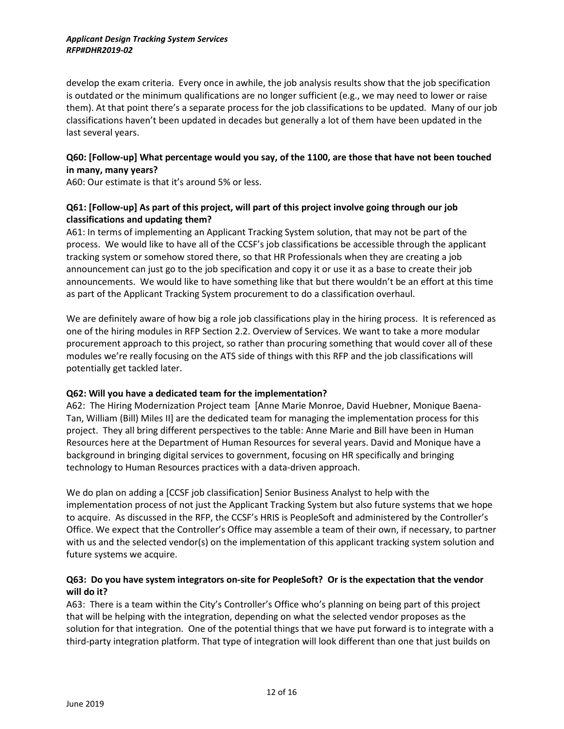develop the exam criteria. Every once in awhile, the job analysis results show that the job specification is outdated or the minimum qualifications are no longer sufficient (e.g., we may need to lower or raise them). At that point there's a separate process for the job classifications to be updated. Many of our job classifications haven't been updated in decades but generally a lot of them have been updated in the last several years.

**Q60: [Follow-up] What percentage would you say, of the 1100, are those that have not been touched in many, many years?**

A60: Our estimate is that it's around 5% or less.

**Q61: [Follow-up] As part of this project, will part of this project involve going through our job classifications and updating them?**

A61: In terms of implementing an Applicant Tracking System solution, that may not be part of the process. We would like to have all of the CCSF's job classifications be accessible through the applicant tracking system or somehow stored there, so that HR Professionals when they are creating a job announcement can just go to the job specification and copy it or use it as a base to create their job announcements. We would like to have something like that but there wouldn't be an effort at this time as part of the Applicant Tracking System procurement to do a classification overhaul.

We are definitely aware of how big a role job classifications play in the hiring process. It is referenced as one of the hiring modules in RFP Section 2.2. Overview of Services. We want to take a more modular procurement approach to this project, so rather than procuring something that would cover all of these modules we're really focusing on the ATS side of things with this RFP and the job classifications will potentially get tackled later.

**Q62: Will you have a dedicated team for the implementation?**

A62: The Hiring Modernization Project team [Anne Marie Monroe, David Huebner, Monique Baena-Tan, William (Bill) Miles II] are the dedicated team for managing the implementation process for this project. They all bring different perspectives to the table: Anne Marie and Bill have been in Human Resources here at the Department of Human Resources for several years. David and Monique have a background in bringing digital services to government, focusing on HR specifically and bringing technology to Human Resources practices with a data-driven approach.

We do plan on adding a [CCSF job classification] Senior Business Analyst to help with the implementation process of not just the Applicant Tracking System but also future systems that we hope to acquire. As discussed in the RFP, the CCSF's HRIS is PeopleSoft and administered by the Controller's Office. We expect that the Controller's Office may assemble a team of their own, if necessary, to partner with us and the selected vendor(s) on the implementation of this applicant tracking system solution and future systems we acquire.

**Q63: Do you have system integrators on-site for PeopleSoft? Or is the expectation that the vendor will do it?**

A63: There is a team within the City's Controller's Office who's planning on being part of this project that will be helping with the integration, depending on what the selected vendor proposes as the solution for that integration. One of the potential things that we have put forward is to integrate with a third-party integration platform. That type of integration will look different than one that just builds on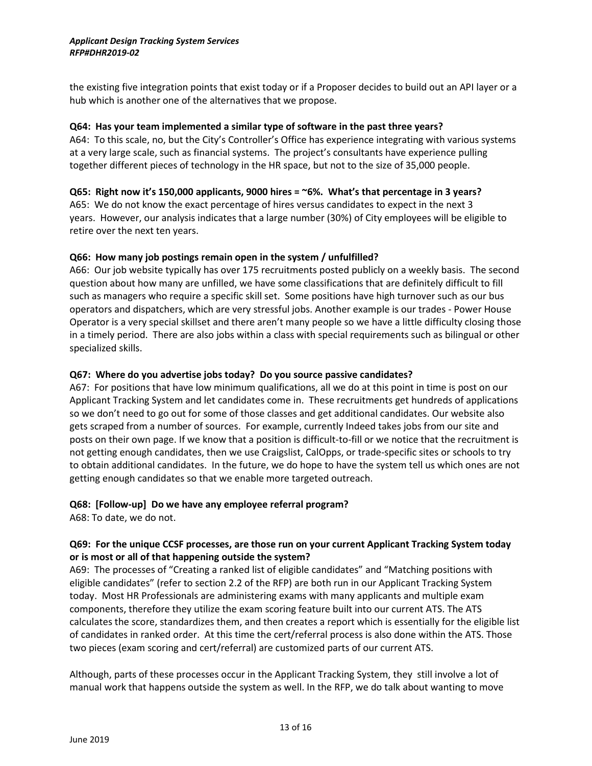the existing five integration points that exist today or if a Proposer decides to build out an API layer or a hub which is another one of the alternatives that we propose.

**Q64: Has your team implemented a similar type of software in the past three years?**
A64: To this scale, no, but the City's Controller's Office has experience integrating with various systems at a very large scale, such as financial systems. The project's consultants have experience pulling together different pieces of technology in the HR space, but not to the size of 35,000 people.

**Q65: Right now it's 150,000 applicants, 9000 hires = ~6%. What's that percentage in 3 years?**
A65: We do not know the exact percentage of hires versus candidates to expect in the next 3 years. However, our analysis indicates that a large number (30%) of City employees will be eligible to retire over the next ten years.

**Q66: How many job postings remain open in the system / unfulfilled?**
A66: Our job website typically has over 175 recruitments posted publicly on a weekly basis. The second question about how many are unfilled, we have some classifications that are definitely difficult to fill such as managers who require a specific skill set. Some positions have high turnover such as our bus operators and dispatchers, which are very stressful jobs. Another example is our trades - Power House Operator is a very special skillset and there aren't many people so we have a little difficulty closing those in a timely period. There are also jobs within a class with special requirements such as bilingual or other specialized skills.

**Q67: Where do you advertise jobs today? Do you source passive candidates?**
A67: For positions that have low minimum qualifications, all we do at this point in time is post on our Applicant Tracking System and let candidates come in. These recruitments get hundreds of applications so we don't need to go out for some of those classes and get additional candidates. Our website also gets scraped from a number of sources. For example, currently Indeed takes jobs from our site and posts on their own page. If we know that a position is difficult-to-fill or we notice that the recruitment is not getting enough candidates, then we use Craigslist, CalOpps, or trade-specific sites or schools to try to obtain additional candidates. In the future, we do hope to have the system tell us which ones are not getting enough candidates so that we enable more targeted outreach.

**Q68: [Follow-up] Do we have any employee referral program?**
A68: To date, we do not.

**Q69: For the unique CCSF processes, are those run on your current Applicant Tracking System today or is most or all of that happening outside the system?**
A69: The processes of "Creating a ranked list of eligible candidates" and "Matching positions with eligible candidates" (refer to section 2.2 of the RFP) are both run in our Applicant Tracking System today. Most HR Professionals are administering exams with many applicants and multiple exam components, therefore they utilize the exam scoring feature built into our current ATS. The ATS calculates the score, standardizes them, and then creates a report which is essentially for the eligible list of candidates in ranked order. At this time the cert/referral process is also done within the ATS. Those two pieces (exam scoring and cert/referral) are customized parts of our current ATS.

Although, parts of these processes occur in the Applicant Tracking System, they still involve a lot of manual work that happens outside the system as well. In the RFP, we do talk about wanting to move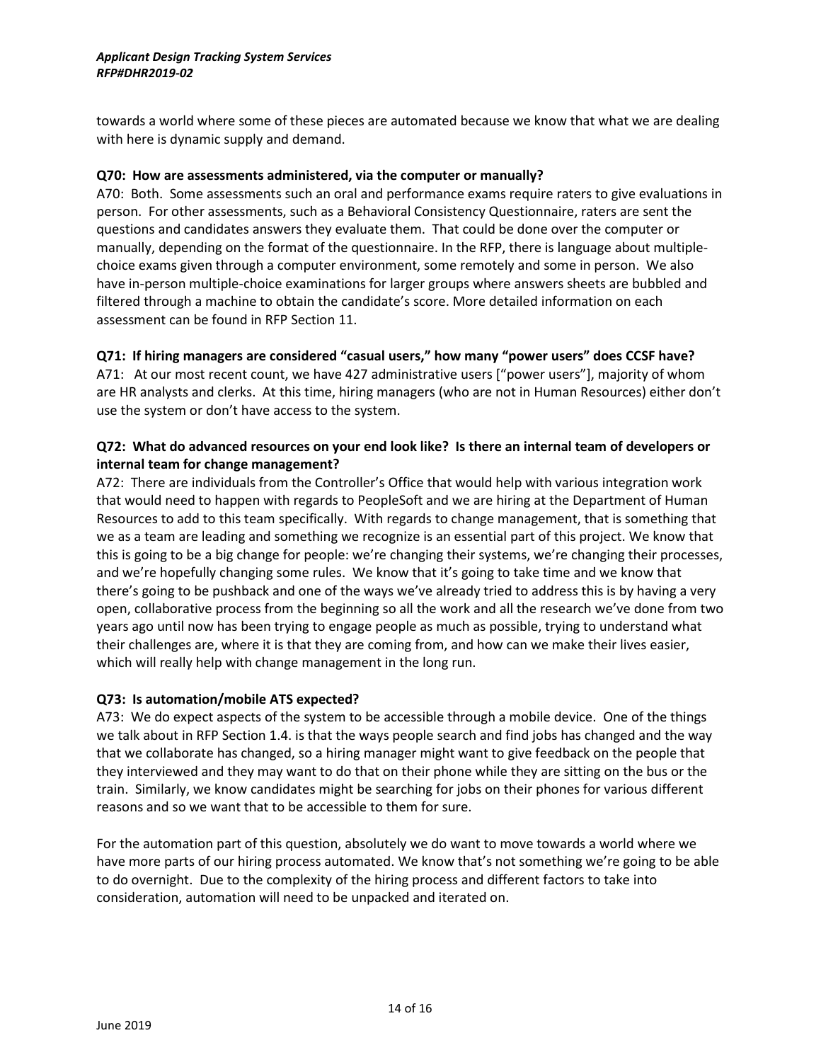towards a world where some of these pieces are automated because we know that what we are dealing with here is dynamic supply and demand.

**Q70: How are assessments administered, via the computer or manually?**

A70: Both. Some assessments such an oral and performance exams require raters to give evaluations in person. For other assessments, such as a Behavioral Consistency Questionnaire, raters are sent the questions and candidates answers they evaluate them. That could be done over the computer or manually, depending on the format of the questionnaire. In the RFP, there is language about multiple-choice exams given through a computer environment, some remotely and some in person. We also have in-person multiple-choice examinations for larger groups where answers sheets are bubbled and filtered through a machine to obtain the candidate's score. More detailed information on each assessment can be found in RFP Section 11.

**Q71: If hiring managers are considered "casual users," how many "power users" does CCSF have?**

A71: At our most recent count, we have 427 administrative users ["power users"], majority of whom are HR analysts and clerks. At this time, hiring managers (who are not in Human Resources) either don't use the system or don't have access to the system.

**Q72: What do advanced resources on your end look like? Is there an internal team of developers or internal team for change management?**

A72: There are individuals from the Controller's Office that would help with various integration work that would need to happen with regards to PeopleSoft and we are hiring at the Department of Human Resources to add to this team specifically. With regards to change management, that is something that we as a team are leading and something we recognize is an essential part of this project. We know that this is going to be a big change for people: we're changing their systems, we're changing their processes, and we're hopefully changing some rules. We know that it's going to take time and we know that there's going to be pushback and one of the ways we've already tried to address this is by having a very open, collaborative process from the beginning so all the work and all the research we've done from two years ago until now has been trying to engage people as much as possible, trying to understand what their challenges are, where it is that they are coming from, and how can we make their lives easier, which will really help with change management in the long run.

**Q73: Is automation/mobile ATS expected?**

A73: We do expect aspects of the system to be accessible through a mobile device. One of the things we talk about in RFP Section 1.4. is that the ways people search and find jobs has changed and the way that we collaborate has changed, so a hiring manager might want to give feedback on the people that they interviewed and they may want to do that on their phone while they are sitting on the bus or the train. Similarly, we know candidates might be searching for jobs on their phones for various different reasons and so we want that to be accessible to them for sure.

For the automation part of this question, absolutely we do want to move towards a world where we have more parts of our hiring process automated. We know that's not something we're going to be able to do overnight. Due to the complexity of the hiring process and different factors to take into consideration, automation will need to be unpacked and iterated on.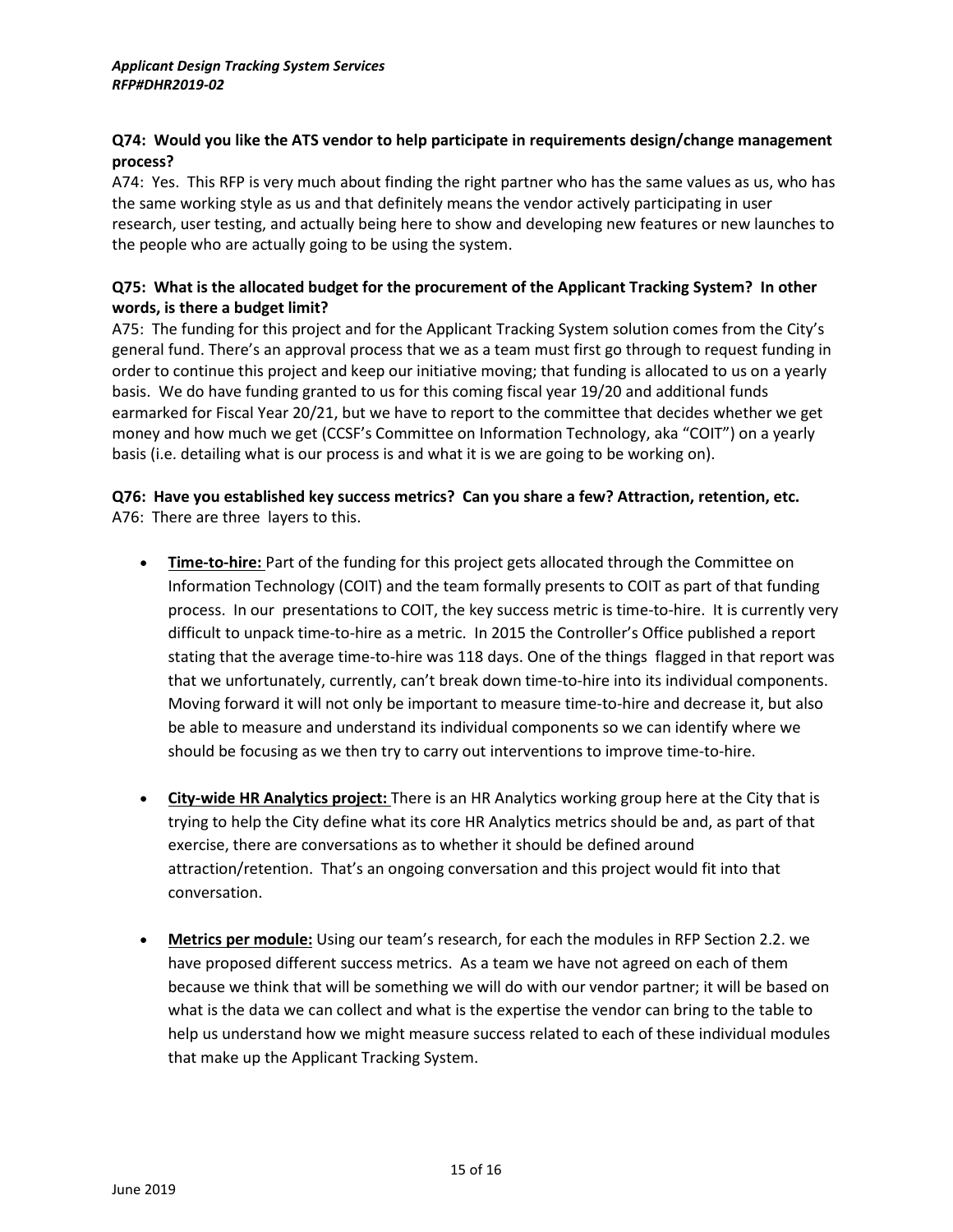**Q74: Would you like the ATS vendor to help participate in requirements design/change management process?**

A74: Yes. This RFP is very much about finding the right partner who has the same values as us, who has the same working style as us and that definitely means the vendor actively participating in user research, user testing, and actually being here to show and developing new features or new launches to the people who are actually going to be using the system.

**Q75: What is the allocated budget for the procurement of the Applicant Tracking System? In other words, is there a budget limit?**

A75: The funding for this project and for the Applicant Tracking System solution comes from the City's general fund. There's an approval process that we as a team must first go through to request funding in order to continue this project and keep our initiative moving; that funding is allocated to us on a yearly basis. We do have funding granted to us for this coming fiscal year 19/20 and additional funds earmarked for Fiscal Year 20/21, but we have to report to the committee that decides whether we get money and how much we get (CCSF's Committee on Information Technology, aka "COIT") on a yearly basis (i.e. detailing what is our process is and what it is we are going to be working on).

**Q76: Have you established key success metrics? Can you share a few? Attraction, retention, etc.**

A76: There are three layers to this.

- **Time-to-hire:** Part of the funding for this project gets allocated through the Committee on Information Technology (COIT) and the team formally presents to COIT as part of that funding process. In our presentations to COIT, the key success metric is time-to-hire. It is currently very difficult to unpack time-to-hire as a metric. In 2015 the Controller's Office published a report stating that the average time-to-hire was 118 days. One of the things flagged in that report was that we unfortunately, currently, can't break down time-to-hire into its individual components. Moving forward it will not only be important to measure time-to-hire and decrease it, but also be able to measure and understand its individual components so we can identify where we should be focusing as we then try to carry out interventions to improve time-to-hire.

- **City-wide HR Analytics project:** There is an HR Analytics working group here at the City that is trying to help the City define what its core HR Analytics metrics should be and, as part of that exercise, there are conversations as to whether it should be defined around attraction/retention. That's an ongoing conversation and this project would fit into that conversation.

- **Metrics per module:** Using our team's research, for each the modules in RFP Section 2.2. we have proposed different success metrics. As a team we have not agreed on each of them because we think that will be something we will do with our vendor partner; it will be based on what is the data we can collect and what is the expertise the vendor can bring to the table to help us understand how we might measure success related to each of these individual modules that make up the Applicant Tracking System.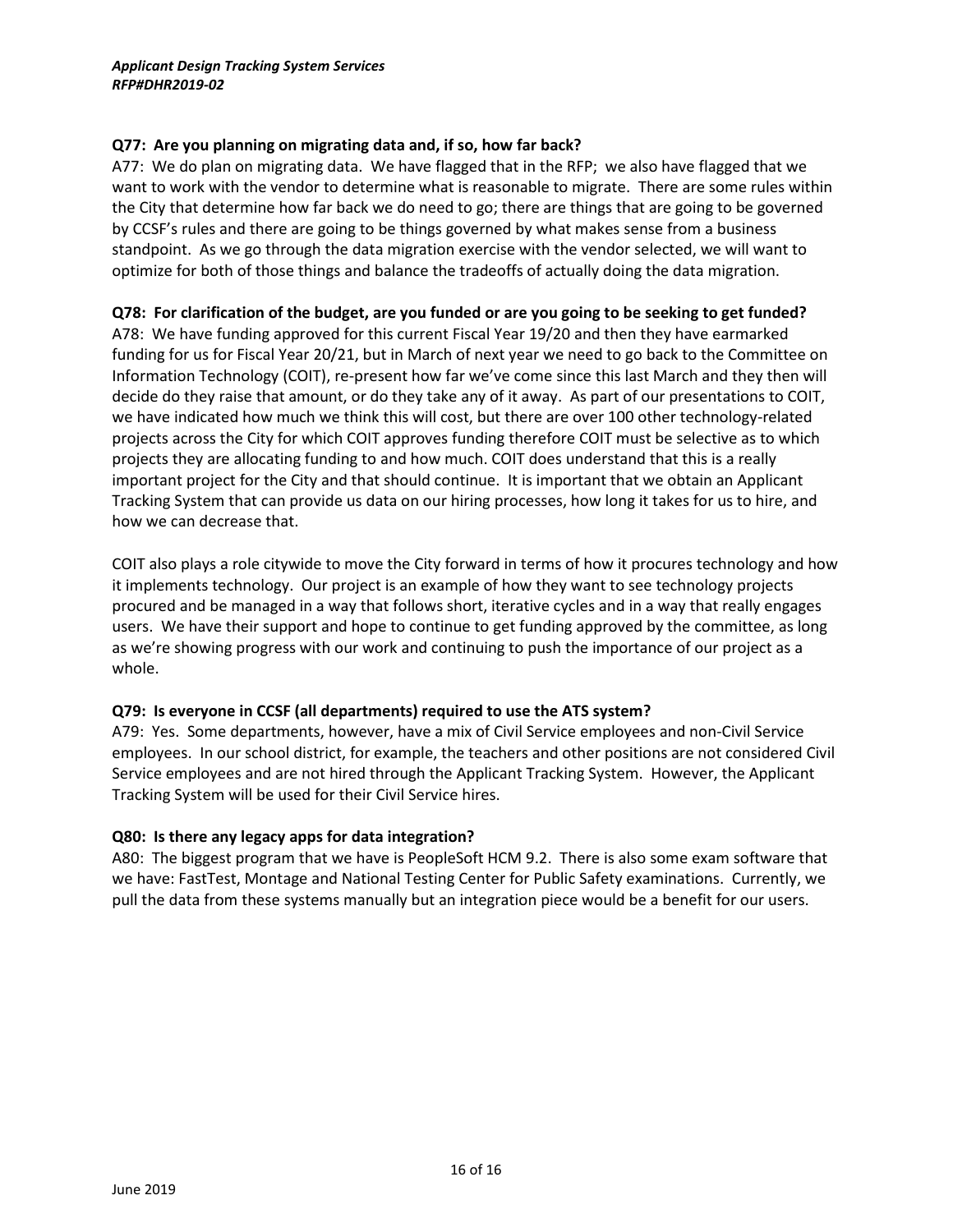**Q77: Are you planning on migrating data and, if so, how far back?**

A77: We do plan on migrating data. We have flagged that in the RFP; we also have flagged that we want to work with the vendor to determine what is reasonable to migrate. There are some rules within the City that determine how far back we do need to go; there are things that are going to be governed by CCSF's rules and there are going to be things governed by what makes sense from a business standpoint. As we go through the data migration exercise with the vendor selected, we will want to optimize for both of those things and balance the tradeoffs of actually doing the data migration.

**Q78: For clarification of the budget, are you funded or are you going to be seeking to get funded?**

A78: We have funding approved for this current Fiscal Year 19/20 and then they have earmarked funding for us for Fiscal Year 20/21, but in March of next year we need to go back to the Committee on Information Technology (COIT), re-present how far we've come since this last March and they then will decide do they raise that amount, or do they take any of it away. As part of our presentations to COIT, we have indicated how much we think this will cost, but there are over 100 other technology-related projects across the City for which COIT approves funding therefore COIT must be selective as to which projects they are allocating funding to and how much. COIT does understand that this is a really important project for the City and that should continue. It is important that we obtain an Applicant Tracking System that can provide us data on our hiring processes, how long it takes for us to hire, and how we can decrease that.

COIT also plays a role citywide to move the City forward in terms of how it procures technology and how it implements technology. Our project is an example of how they want to see technology projects procured and be managed in a way that follows short, iterative cycles and in a way that really engages users. We have their support and hope to continue to get funding approved by the committee, as long as we're showing progress with our work and continuing to push the importance of our project as a whole.

**Q79: Is everyone in CCSF (all departments) required to use the ATS system?**

A79: Yes. Some departments, however, have a mix of Civil Service employees and non-Civil Service employees. In our school district, for example, the teachers and other positions are not considered Civil Service employees and are not hired through the Applicant Tracking System. However, the Applicant Tracking System will be used for their Civil Service hires.

**Q80: Is there any legacy apps for data integration?**

A80: The biggest program that we have is PeopleSoft HCM 9.2. There is also some exam software that we have: FastTest, Montage and National Testing Center for Public Safety examinations. Currently, we pull the data from these systems manually but an integration piece would be a benefit for our users.